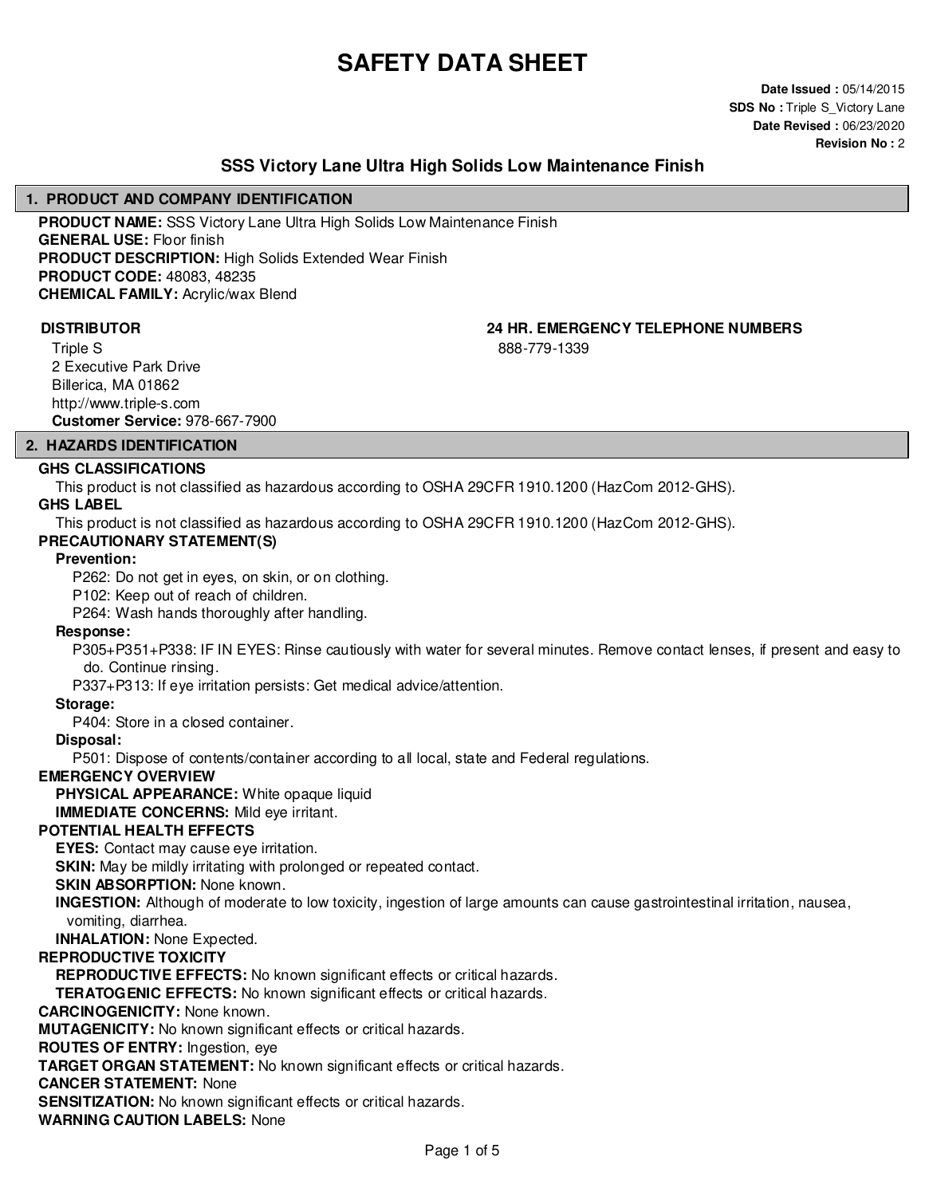# SAFETY DATA SHEET

**Date Issued :** 05/14/2015
**SDS No :** Triple S_Victory Lane
**Date Revised :** 06/23/2020
**Revision No :** 2

## SSS Victory Lane Ultra High Solids Low Maintenance Finish

## 1. PRODUCT AND COMPANY IDENTIFICATION

**PRODUCT NAME:** SSS Victory Lane Ultra High Solids Low Maintenance Finish
**GENERAL USE:** Floor finish
**PRODUCT DESCRIPTION:** High Solids Extended Wear Finish
**PRODUCT CODE:** 48083, 48235
**CHEMICAL FAMILY:** Acrylic/wax Blend

**DISTRIBUTOR**

Triple S
2 Executive Park Drive
Billerica, MA 01862
http://www.triple-s.com
**Customer Service:** 978-667-7900

**24 HR. EMERGENCY TELEPHONE NUMBERS**

888-779-1339

## 2. HAZARDS IDENTIFICATION

**GHS CLASSIFICATIONS**

This product is not classified as hazardous according to OSHA 29CFR 1910.1200 (HazCom 2012-GHS).

**GHS LABEL**

This product is not classified as hazardous according to OSHA 29CFR 1910.1200 (HazCom 2012-GHS).

**PRECAUTIONARY STATEMENT(S)**

**Prevention:**

P262: Do not get in eyes, on skin, or on clothing.
P102: Keep out of reach of children.
P264: Wash hands thoroughly after handling.

**Response:**

P305+P351+P338: IF IN EYES: Rinse cautiously with water for several minutes. Remove contact lenses, if present and easy to do. Continue rinsing.
P337+P313: If eye irritation persists: Get medical advice/attention.

**Storage:**

P404: Store in a closed container.

**Disposal:**

P501: Dispose of contents/container according to all local, state and Federal regulations.

**EMERGENCY OVERVIEW**

**PHYSICAL APPEARANCE:** White opaque liquid
**IMMEDIATE CONCERNS:** Mild eye irritant.

**POTENTIAL HEALTH EFFECTS**

**EYES:** Contact may cause eye irritation.
**SKIN:** May be mildly irritating with prolonged or repeated contact.
**SKIN ABSORPTION:** None known.
**INGESTION:** Although of moderate to low toxicity, ingestion of large amounts can cause gastrointestinal irritation, nausea, vomiting, diarrhea.
**INHALATION:** None Expected.

**REPRODUCTIVE TOXICITY**

**REPRODUCTIVE EFFECTS:** No known significant effects or critical hazards.
**TERATOGENIC EFFECTS:** No known significant effects or critical hazards.

**CARCINOGENICITY:** None known.
**MUTAGENICITY:** No known significant effects or critical hazards.
**ROUTES OF ENTRY:** Ingestion, eye
**TARGET ORGAN STATEMENT:** No known significant effects or critical hazards.
**CANCER STATEMENT:** None
**SENSITIZATION:** No known significant effects or critical hazards.
**WARNING CAUTION LABELS:** None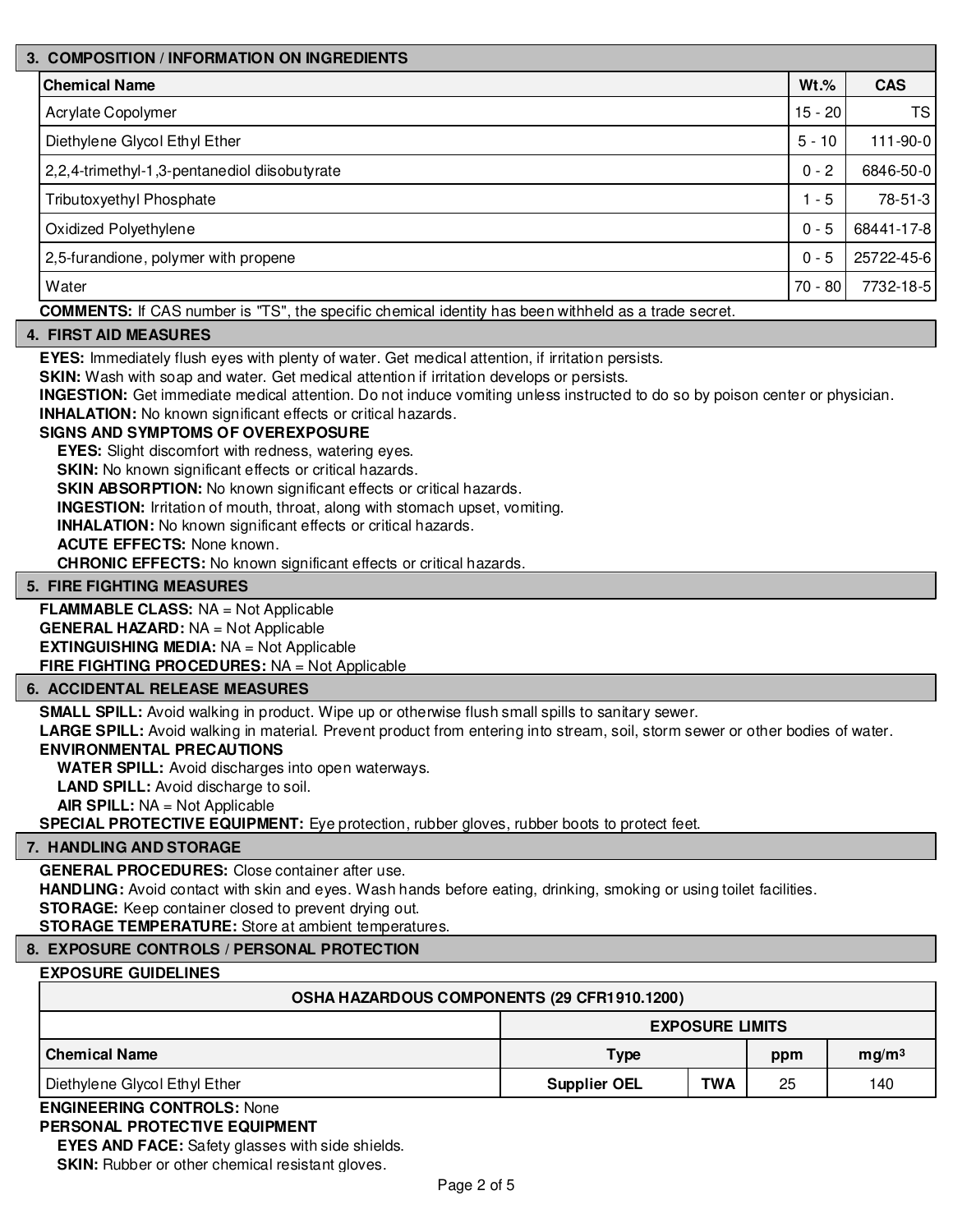## 3. COMPOSITION / INFORMATION ON INGREDIENTS

| Chemical Name | Wt.% | CAS |
|---|---|---|
| Acrylate Copolymer | 15 - 20 | TS |
| Diethylene Glycol Ethyl Ether | 5 - 10 | 111-90-0 |
| 2,2,4-trimethyl-1,3-pentanediol diisobutyrate | 0 - 2 | 6846-50-0 |
| Tributoxyethyl Phosphate | 1 - 5 | 78-51-3 |
| Oxidized Polyethylene | 0 - 5 | 68441-17-8 |
| 2,5-furandione, polymer with propene | 0 - 5 | 25722-45-6 |
| Water | 70 - 80 | 7732-18-5 |

**COMMENTS:** If CAS number is "TS", the specific chemical identity has been withheld as a trade secret.

## 4. FIRST AID MEASURES

**EYES:** Immediately flush eyes with plenty of water. Get medical attention, if irritation persists.
**SKIN:** Wash with soap and water. Get medical attention if irritation develops or persists.
**INGESTION:** Get immediate medical attention. Do not induce vomiting unless instructed to do so by poison center or physician.
**INHALATION:** No known significant effects or critical hazards.

**SIGNS AND SYMPTOMS OF OVEREXPOSURE**

- **EYES:** Slight discomfort with redness, watering eyes.
- **SKIN:** No known significant effects or critical hazards.
- **SKIN ABSORPTION:** No known significant effects or critical hazards.
- **INGESTION:** Irritation of mouth, throat, along with stomach upset, vomiting.
- **INHALATION:** No known significant effects or critical hazards.
- **ACUTE EFFECTS:** None known.
- **CHRONIC EFFECTS:** No known significant effects or critical hazards.

## 5. FIRE FIGHTING MEASURES

**FLAMMABLE CLASS:** NA = Not Applicable
**GENERAL HAZARD:** NA = Not Applicable
**EXTINGUISHING MEDIA:** NA = Not Applicable
**FIRE FIGHTING PROCEDURES:** NA = Not Applicable

## 6. ACCIDENTAL RELEASE MEASURES

**SMALL SPILL:** Avoid walking in product. Wipe up or otherwise flush small spills to sanitary sewer.
**LARGE SPILL:** Avoid walking in material. Prevent product from entering into stream, soil, storm sewer or other bodies of water.

**ENVIRONMENTAL PRECAUTIONS**

- **WATER SPILL:** Avoid discharges into open waterways.
- **LAND SPILL:** Avoid discharge to soil.
- **AIR SPILL:** NA = Not Applicable

**SPECIAL PROTECTIVE EQUIPMENT:** Eye protection, rubber gloves, rubber boots to protect feet.

## 7. HANDLING AND STORAGE

**GENERAL PROCEDURES:** Close container after use.
**HANDLING:** Avoid contact with skin and eyes. Wash hands before eating, drinking, smoking or using toilet facilities.
**STORAGE:** Keep container closed to prevent drying out.
**STORAGE TEMPERATURE:** Store at ambient temperatures.

## 8. EXPOSURE CONTROLS / PERSONAL PROTECTION

**EXPOSURE GUIDELINES**

| OSHA HAZARDOUS COMPONENTS (29 CFR1910.1200) | | | | |
|---|---|---|---|---|
| | EXPOSURE LIMITS | | | |
| Chemical Name | Type | | ppm | $mg/m^3$ |
| Diethylene Glycol Ethyl Ether | Supplier OEL | TWA | 25 | 140 |

**ENGINEERING CONTROLS:** None

**PERSONAL PROTECTIVE EQUIPMENT**

- **EYES AND FACE:** Safety glasses with side shields.
- **SKIN:** Rubber or other chemical resistant gloves.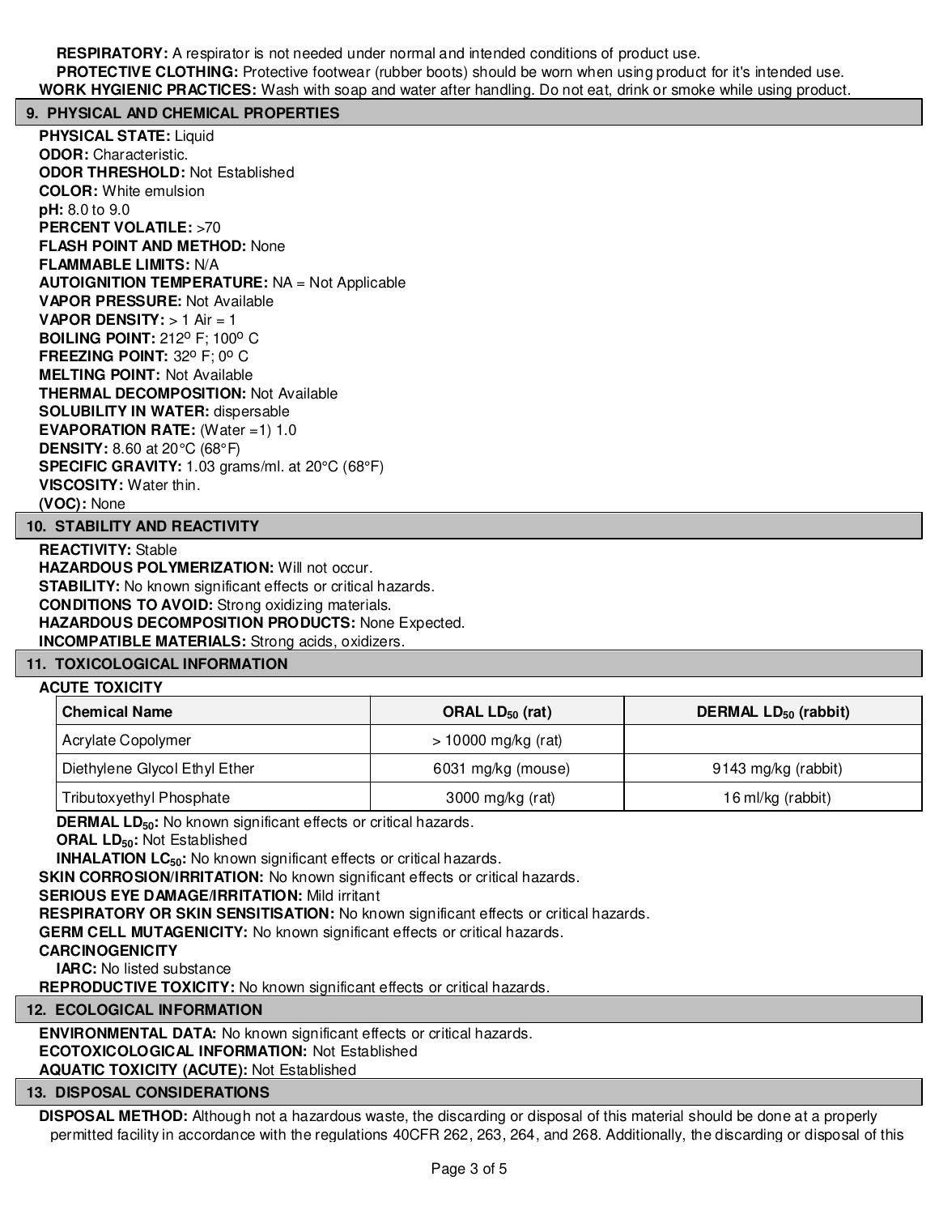**RESPIRATORY:** A respirator is not needed under normal and intended conditions of product use.

**PROTECTIVE CLOTHING:** Protective footwear (rubber boots) should be worn when using product for it's intended use.

**WORK HYGIENIC PRACTICES:** Wash with soap and water after handling. Do not eat, drink or smoke while using product.

## 9. PHYSICAL AND CHEMICAL PROPERTIES

**PHYSICAL STATE:** Liquid
**ODOR:** Characteristic.
**ODOR THRESHOLD:** Not Established
**COLOR:** White emulsion
**pH:** 8.0 to 9.0
**PERCENT VOLATILE:** >70
**FLASH POINT AND METHOD:** None
**FLAMMABLE LIMITS:** N/A
**AUTOIGNITION TEMPERATURE:** NA = Not Applicable
**VAPOR PRESSURE:** Not Available
**VAPOR DENSITY:** > 1 Air = 1
**BOILING POINT:** 212º F; 100º C
**FREEZING POINT:** 32º F; 0º C
**MELTING POINT:** Not Available
**THERMAL DECOMPOSITION:** Not Available
**SOLUBILITY IN WATER:** dispersable
**EVAPORATION RATE:** (Water =1) 1.0
**DENSITY:** 8.60 at 20°C (68°F)
**SPECIFIC GRAVITY:** 1.03 grams/ml. at 20°C (68°F)
**VISCOSITY:** Water thin.
**(VOC):** None

## 10. STABILITY AND REACTIVITY

**REACTIVITY:** Stable
**HAZARDOUS POLYMERIZATION:** Will not occur.
**STABILITY:** No known significant effects or critical hazards.
**CONDITIONS TO AVOID:** Strong oxidizing materials.
**HAZARDOUS DECOMPOSITION PRODUCTS:** None Expected.
**INCOMPATIBLE MATERIALS:** Strong acids, oxidizers.

## 11. TOXICOLOGICAL INFORMATION

**ACUTE TOXICITY**

| Chemical Name | ORAL $LD_{50}$ (rat) | DERMAL $LD_{50}$ (rabbit) |
|---|---|---|
| Acrylate Copolymer | > 10000 mg/kg (rat) | |
| Diethylene Glycol Ethyl Ether | 6031 mg/kg (mouse) | 9143 mg/kg (rabbit) |
| Tributoxyethyl Phosphate | 3000 mg/kg (rat) | 16 ml/kg (rabbit) |

**DERMAL $LD_{50}$:** No known significant effects or critical hazards.
**ORAL $LD_{50}$:** Not Established
**INHALATION $LC_{50}$:** No known significant effects or critical hazards.
**SKIN CORROSION/IRRITATION:** No known significant effects or critical hazards.
**SERIOUS EYE DAMAGE/IRRITATION:** Mild irritant
**RESPIRATORY OR SKIN SENSITISATION:** No known significant effects or critical hazards.
**GERM CELL MUTAGENICITY:** No known significant effects or critical hazards.
**CARCINOGENICITY**
**IARC:** No listed substance
**REPRODUCTIVE TOXICITY:** No known significant effects or critical hazards.

## 12. ECOLOGICAL INFORMATION

**ENVIRONMENTAL DATA:** No known significant effects or critical hazards.
**ECOTOXICOLOGICAL INFORMATION:** Not Established
**AQUATIC TOXICITY (ACUTE):** Not Established

## 13. DISPOSAL CONSIDERATIONS

**DISPOSAL METHOD:** Although not a hazardous waste, the discarding or disposal of this material should be done at a properly permitted facility in accordance with the regulations 40CFR 262, 263, 264, and 268. Additionally, the discarding or disposal of this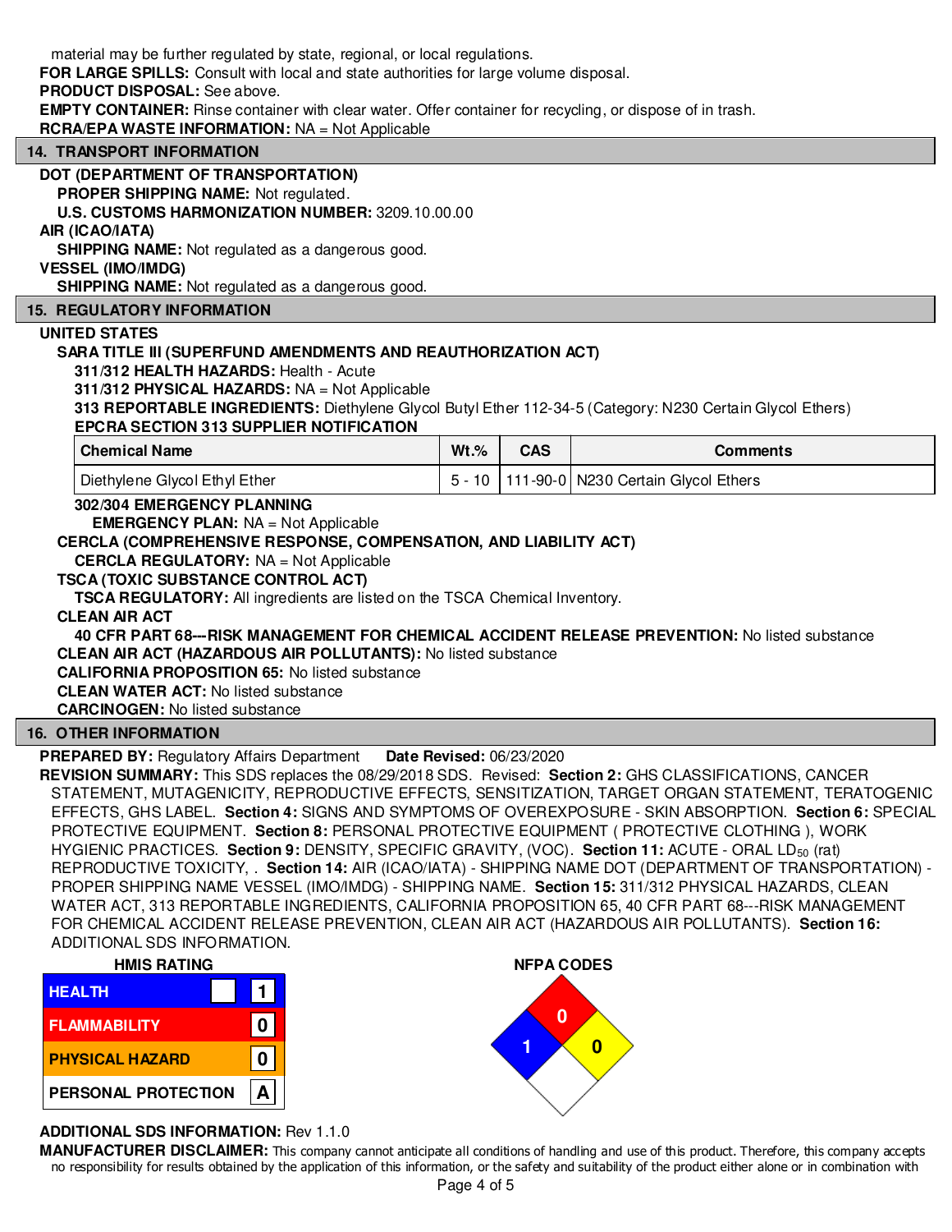material may be further regulated by state, regional, or local regulations.

**FOR LARGE SPILLS:** Consult with local and state authorities for large volume disposal.

**PRODUCT DISPOSAL:** See above.

**EMPTY CONTAINER:** Rinse container with clear water. Offer container for recycling, or dispose of in trash.

**RCRA/EPA WASTE INFORMATION:** NA = Not Applicable

## 14. TRANSPORT INFORMATION

**DOT (DEPARTMENT OF TRANSPORTATION)**

**PROPER SHIPPING NAME:** Not regulated.

**U.S. CUSTOMS HARMONIZATION NUMBER:** 3209.10.00.00

**AIR (ICAO/IATA)**

**SHIPPING NAME:** Not regulated as a dangerous good.

**VESSEL (IMO/IMDG)**

**SHIPPING NAME:** Not regulated as a dangerous good.

## 15. REGULATORY INFORMATION

**UNITED STATES**

**SARA TITLE III (SUPERFUND AMENDMENTS AND REAUTHORIZATION ACT)**

**311/312 HEALTH HAZARDS:** Health - Acute

**311/312 PHYSICAL HAZARDS:** NA = Not Applicable

**313 REPORTABLE INGREDIENTS:** Diethylene Glycol Butyl Ether 112-34-5 (Category: N230 Certain Glycol Ethers)

**EPCRA SECTION 313 SUPPLIER NOTIFICATION**

| Chemical Name | Wt.% | CAS | Comments |
|---|---|---|---|
| Diethylene Glycol Ethyl Ether | 5 - 10 | 111-90-0 | N230 Certain Glycol Ethers |

**302/304 EMERGENCY PLANNING**

**EMERGENCY PLAN:** NA = Not Applicable

**CERCLA (COMPREHENSIVE RESPONSE, COMPENSATION, AND LIABILITY ACT)**

**CERCLA REGULATORY:** NA = Not Applicable

**TSCA (TOXIC SUBSTANCE CONTROL ACT)**

**TSCA REGULATORY:** All ingredients are listed on the TSCA Chemical Inventory.

**CLEAN AIR ACT**

**40 CFR PART 68---RISK MANAGEMENT FOR CHEMICAL ACCIDENT RELEASE PREVENTION:** No listed substance

**CLEAN AIR ACT (HAZARDOUS AIR POLLUTANTS):** No listed substance

**CALIFORNIA PROPOSITION 65:** No listed substance

**CLEAN WATER ACT:** No listed substance

**CARCINOGEN:** No listed substance

## 16. OTHER INFORMATION

**PREPARED BY:** Regulatory Affairs Department **Date Revised:** 06/23/2020

**REVISION SUMMARY:** This SDS replaces the 08/29/2018 SDS. Revised: **Section 2:** GHS CLASSIFICATIONS, CANCER STATEMENT, MUTAGENICITY, REPRODUCTIVE EFFECTS, SENSITIZATION, TARGET ORGAN STATEMENT, TERATOGENIC EFFECTS, GHS LABEL. **Section 4:** SIGNS AND SYMPTOMS OF OVEREXPOSURE - SKIN ABSORPTION. **Section 6:** SPECIAL PROTECTIVE EQUIPMENT. **Section 8:** PERSONAL PROTECTIVE EQUIPMENT ( PROTECTIVE CLOTHING ), WORK HYGIENIC PRACTICES. **Section 9:** DENSITY, SPECIFIC GRAVITY, (VOC). **Section 11:** ACUTE - ORAL $LD_{50}$ (rat) REPRODUCTIVE TOXICITY, . **Section 14:** AIR (ICAO/IATA) - SHIPPING NAME DOT (DEPARTMENT OF TRANSPORTATION) - PROPER SHIPPING NAME VESSEL (IMO/IMDG) - SHIPPING NAME. **Section 15:** 311/312 PHYSICAL HAZARDS, CLEAN WATER ACT, 313 REPORTABLE INGREDIENTS, CALIFORNIA PROPOSITION 65, 40 CFR PART 68---RISK MANAGEMENT FOR CHEMICAL ACCIDENT RELEASE PREVENTION, CLEAN AIR ACT (HAZARDOUS AIR POLLUTANTS). **Section 16:** ADDITIONAL SDS INFORMATION.

**HMIS RATING**

| | |
|---|---|
| HEALTH | 1 |
| FLAMMABILITY | 0 |
| PHYSICAL HAZARD | 0 |
| PERSONAL PROTECTION | A |

**NFPA CODES**

Health: 1, Flammability: 0, Instability: 0

**ADDITIONAL SDS INFORMATION:** Rev 1.1.0

**MANUFACTURER DISCLAIMER:** This company cannot anticipate all conditions of handling and use of this product. Therefore, this company accepts no responsibility for results obtained by the application of this information, or the safety and suitability of the product either alone or in combination with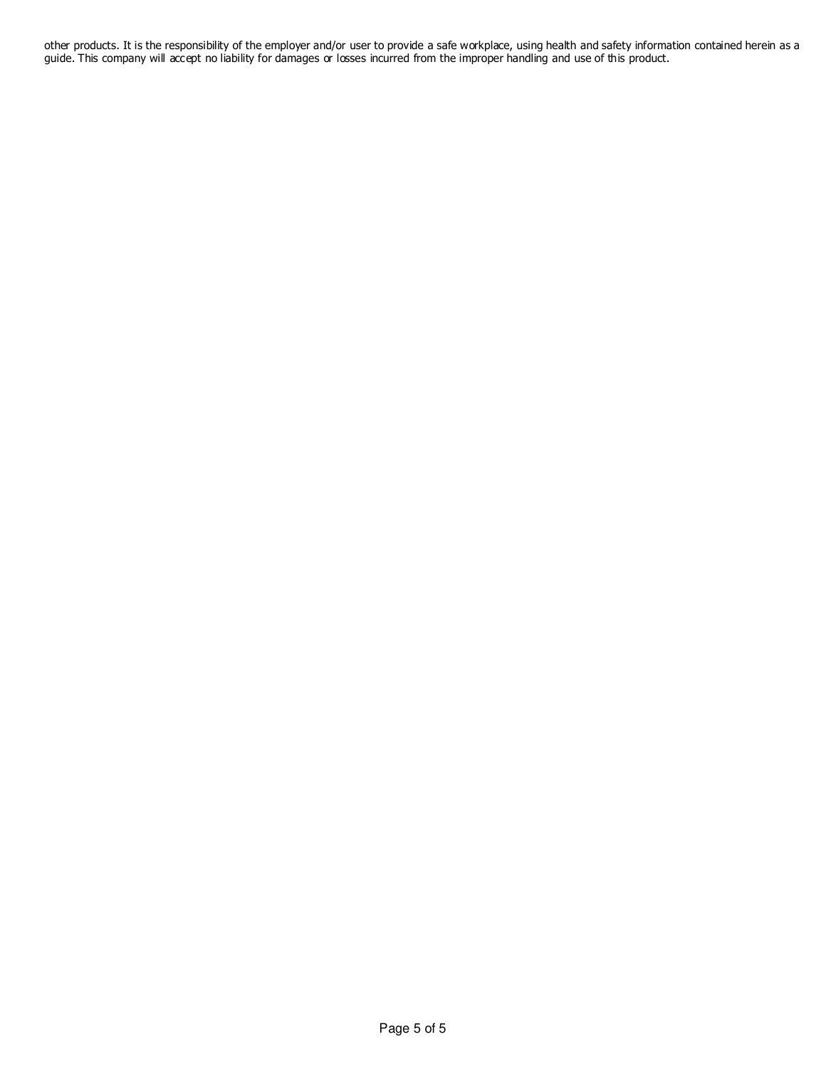other products. It is the responsibility of the employer and/or user to provide a safe workplace, using health and safety information contained herein as a guide. This company will accept no liability for damages or losses incurred from the improper handling and use of this product.